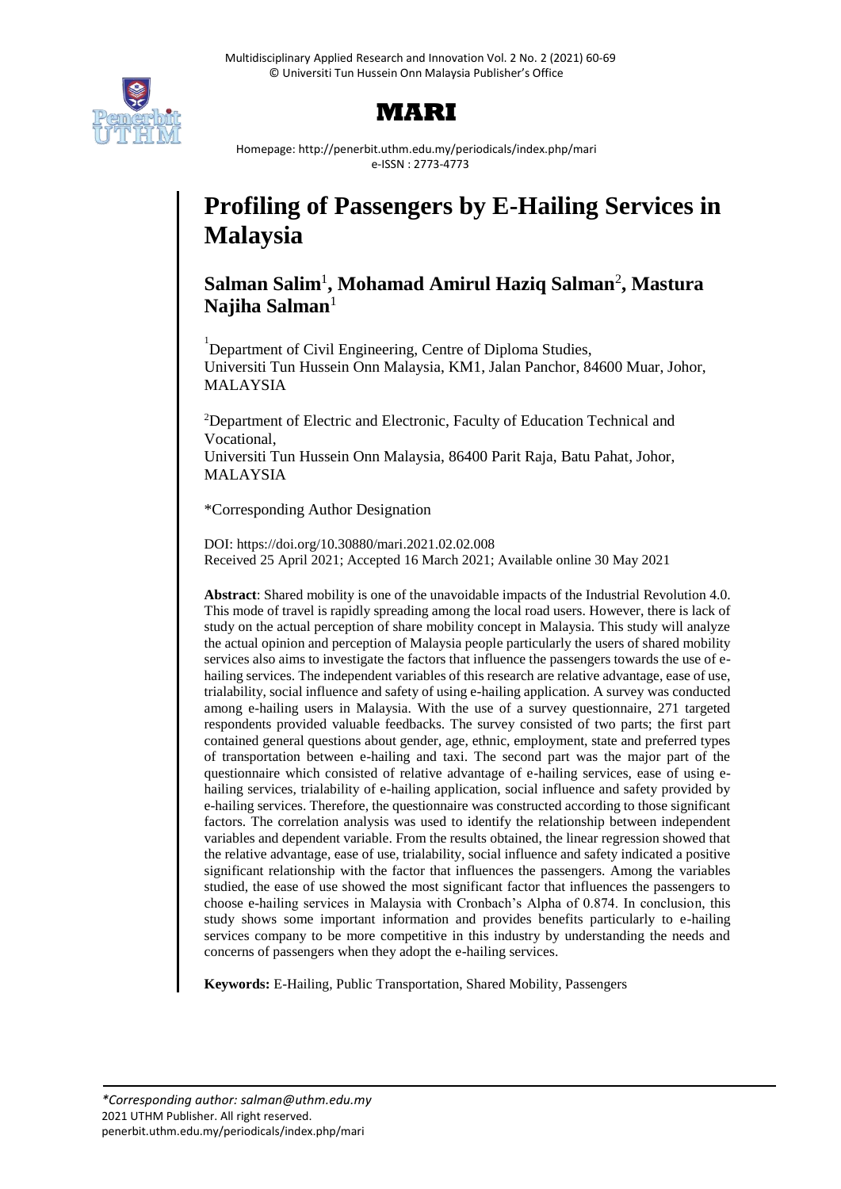# Profiling of Passengers by E-Hailing Services in Malaysia

**Salman Salim**[1]**, Mohamad Amirul Haziq Salman**[2]**, Mastura Najiha Salman**[1]

[1]Department of Civil Engineering, Centre of Diploma Studies, Universiti Tun Hussein Onn Malaysia, KM1, Jalan Panchor, 84600 Muar, Johor, MALAYSIA

[2]Department of Electric and Electronic, Faculty of Education Technical and Vocational, Universiti Tun Hussein Onn Malaysia, 86400 Parit Raja, Batu Pahat, Johor, MALAYSIA

*Corresponding Author Designation

DOI: https://doi.org/10.30880/mari.2021.02.02.008
Received 25 April 2021; Accepted 16 March 2021; Available online 30 May 2021

**Abstract**: Shared mobility is one of the unavoidable impacts of the Industrial Revolution 4.0. This mode of travel is rapidly spreading among the local road users. However, there is lack of study on the actual perception of share mobility concept in Malaysia. This study will analyze the actual opinion and perception of Malaysia people particularly the users of shared mobility services also aims to investigate the factors that influence the passengers towards the use of e-hailing services. The independent variables of this research are relative advantage, ease of use, trialability, social influence and safety of using e-hailing application. A survey was conducted among e-hailing users in Malaysia. With the use of a survey questionnaire, 271 targeted respondents provided valuable feedbacks. The survey consisted of two parts; the first part contained general questions about gender, age, ethnic, employment, state and preferred types of transportation between e-hailing and taxi. The second part was the major part of the questionnaire which consisted of relative advantage of e-hailing services, ease of using e-hailing services, trialability of e-hailing application, social influence and safety provided by e-hailing services. Therefore, the questionnaire was constructed according to those significant factors. The correlation analysis was used to identify the relationship between independent variables and dependent variable. From the results obtained, the linear regression showed that the relative advantage, ease of use, trialability, social influence and safety indicated a positive significant relationship with the factor that influences the passengers. Among the variables studied, the ease of use showed the most significant factor that influences the passengers to choose e-hailing services in Malaysia with Cronbach's Alpha of 0.874. In conclusion, this study shows some important information and provides benefits particularly to e-hailing services company to be more competitive in this industry by understanding the needs and concerns of passengers when they adopt the e-hailing services.

**Keywords:** E-Hailing, Public Transportation, Shared Mobility, Passengers

*\*Corresponding author: salman@uthm.edu.my*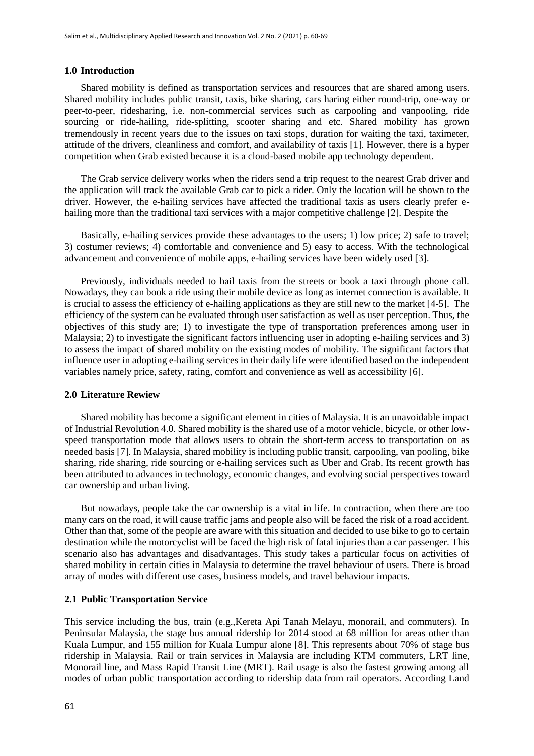## 1.0 Introduction

Shared mobility is defined as transportation services and resources that are shared among users. Shared mobility includes public transit, taxis, bike sharing, cars haring either round-trip, one-way or peer-to-peer, ridesharing, i.e. non-commercial services such as carpooling and vanpooling, ride sourcing or ride-hailing, ride-splitting, scooter sharing and etc. Shared mobility has grown tremendously in recent years due to the issues on taxi stops, duration for waiting the taxi, taximeter, attitude of the drivers, cleanliness and comfort, and availability of taxis [1]. However, there is a hyper competition when Grab existed because it is a cloud-based mobile app technology dependent.

The Grab service delivery works when the riders send a trip request to the nearest Grab driver and the application will track the available Grab car to pick a rider. Only the location will be shown to the driver. However, the e-hailing services have affected the traditional taxis as users clearly prefer e-hailing more than the traditional taxi services with a major competitive challenge [2]. Despite the

Basically, e-hailing services provide these advantages to the users; 1) low price; 2) safe to travel; 3) costumer reviews; 4) comfortable and convenience and 5) easy to access. With the technological advancement and convenience of mobile apps, e-hailing services have been widely used [3].

Previously, individuals needed to hail taxis from the streets or book a taxi through phone call. Nowadays, they can book a ride using their mobile device as long as internet connection is available. It is crucial to assess the efficiency of e-hailing applications as they are still new to the market [4-5]. The efficiency of the system can be evaluated through user satisfaction as well as user perception. Thus, the objectives of this study are; 1) to investigate the type of transportation preferences among user in Malaysia; 2) to investigate the significant factors influencing user in adopting e-hailing services and 3) to assess the impact of shared mobility on the existing modes of mobility. The significant factors that influence user in adopting e-hailing services in their daily life were identified based on the independent variables namely price, safety, rating, comfort and convenience as well as accessibility [6].

## 2.0 Literature Rewiew

Shared mobility has become a significant element in cities of Malaysia. It is an unavoidable impact of Industrial Revolution 4.0. Shared mobility is the shared use of a motor vehicle, bicycle, or other low-speed transportation mode that allows users to obtain the short-term access to transportation on as needed basis [7]. In Malaysia, shared mobility is including public transit, carpooling, van pooling, bike sharing, ride sharing, ride sourcing or e-hailing services such as Uber and Grab. Its recent growth has been attributed to advances in technology, economic changes, and evolving social perspectives toward car ownership and urban living.

But nowadays, people take the car ownership is a vital in life. In contraction, when there are too many cars on the road, it will cause traffic jams and people also will be faced the risk of a road accident. Other than that, some of the people are aware with this situation and decided to use bike to go to certain destination while the motorcyclist will be faced the high risk of fatal injuries than a car passenger. This scenario also has advantages and disadvantages. This study takes a particular focus on activities of shared mobility in certain cities in Malaysia to determine the travel behaviour of users. There is broad array of modes with different use cases, business models, and travel behaviour impacts.

### 2.1 Public Transportation Service

This service including the bus, train (e.g.,Kereta Api Tanah Melayu, monorail, and commuters). In Peninsular Malaysia, the stage bus annual ridership for 2014 stood at 68 million for areas other than Kuala Lumpur, and 155 million for Kuala Lumpur alone [8]. This represents about 70% of stage bus ridership in Malaysia. Rail or train services in Malaysia are including KTM commuters, LRT line, Monorail line, and Mass Rapid Transit Line (MRT). Rail usage is also the fastest growing among all modes of urban public transportation according to ridership data from rail operators. According Land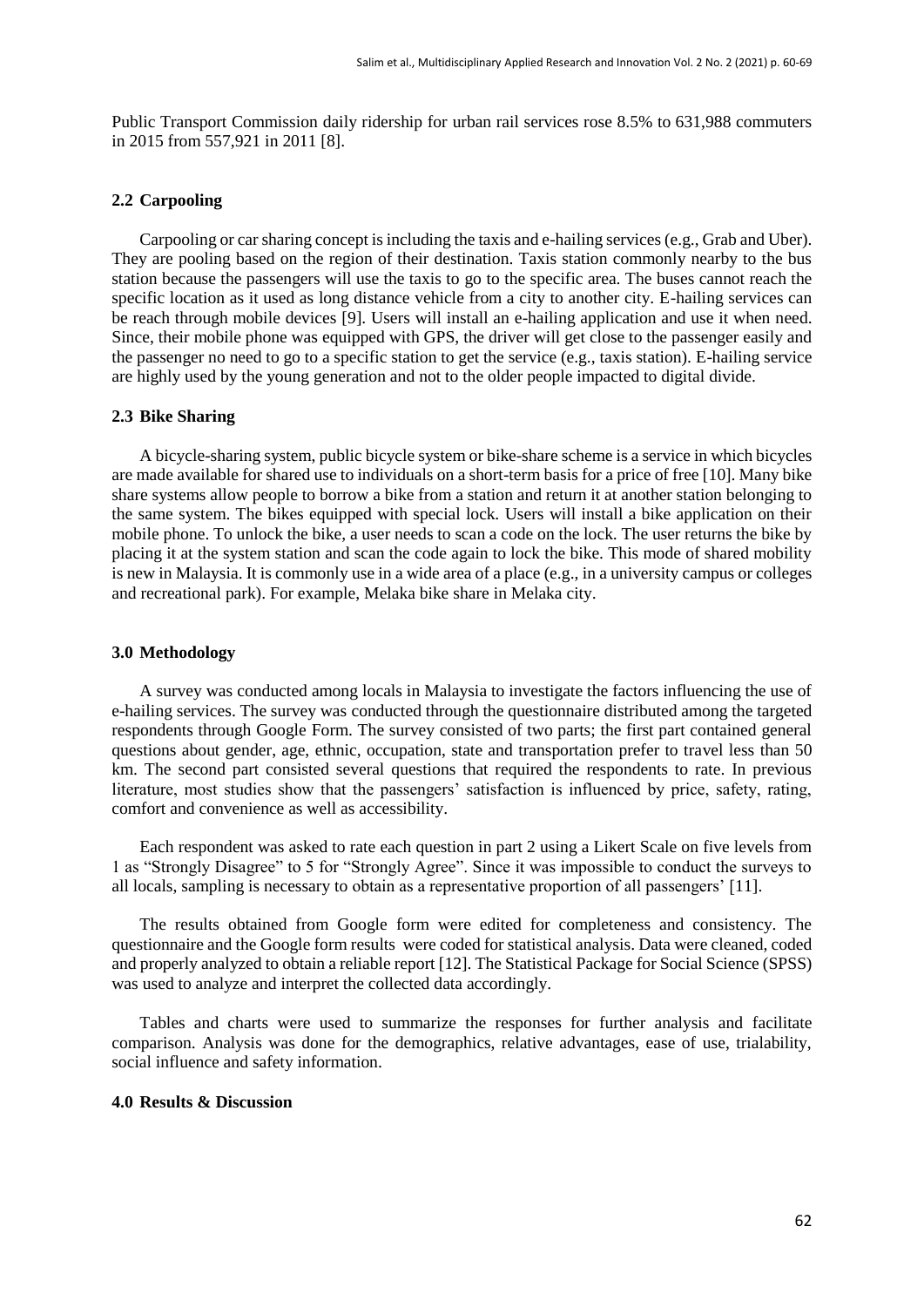Public Transport Commission daily ridership for urban rail services rose 8.5% to 631,988 commuters in 2015 from 557,921 in 2011 [8].

### 2.2 Carpooling

Carpooling or car sharing concept is including the taxis and e-hailing services (e.g., Grab and Uber). They are pooling based on the region of their destination. Taxis station commonly nearby to the bus station because the passengers will use the taxis to go to the specific area. The buses cannot reach the specific location as it used as long distance vehicle from a city to another city. E-hailing services can be reach through mobile devices [9]. Users will install an e-hailing application and use it when need. Since, their mobile phone was equipped with GPS, the driver will get close to the passenger easily and the passenger no need to go to a specific station to get the service (e.g., taxis station). E-hailing service are highly used by the young generation and not to the older people impacted to digital divide.

### 2.3 Bike Sharing

A bicycle-sharing system, public bicycle system or bike-share scheme is a service in which bicycles are made available for shared use to individuals on a short-term basis for a price of free [10]. Many bike share systems allow people to borrow a bike from a station and return it at another station belonging to the same system. The bikes equipped with special lock. Users will install a bike application on their mobile phone. To unlock the bike, a user needs to scan a code on the lock. The user returns the bike by placing it at the system station and scan the code again to lock the bike. This mode of shared mobility is new in Malaysia. It is commonly use in a wide area of a place (e.g., in a university campus or colleges and recreational park). For example, Melaka bike share in Melaka city.

## 3.0 Methodology

A survey was conducted among locals in Malaysia to investigate the factors influencing the use of e-hailing services. The survey was conducted through the questionnaire distributed among the targeted respondents through Google Form. The survey consisted of two parts; the first part contained general questions about gender, age, ethnic, occupation, state and transportation prefer to travel less than 50 km. The second part consisted several questions that required the respondents to rate. In previous literature, most studies show that the passengers' satisfaction is influenced by price, safety, rating, comfort and convenience as well as accessibility.

Each respondent was asked to rate each question in part 2 using a Likert Scale on five levels from 1 as "Strongly Disagree" to 5 for "Strongly Agree". Since it was impossible to conduct the surveys to all locals, sampling is necessary to obtain as a representative proportion of all passengers' [11].

The results obtained from Google form were edited for completeness and consistency. The questionnaire and the Google form results were coded for statistical analysis. Data were cleaned, coded and properly analyzed to obtain a reliable report [12]. The Statistical Package for Social Science (SPSS) was used to analyze and interpret the collected data accordingly.

Tables and charts were used to summarize the responses for further analysis and facilitate comparison. Analysis was done for the demographics, relative advantages, ease of use, trialability, social influence and safety information.

## 4.0 Results & Discussion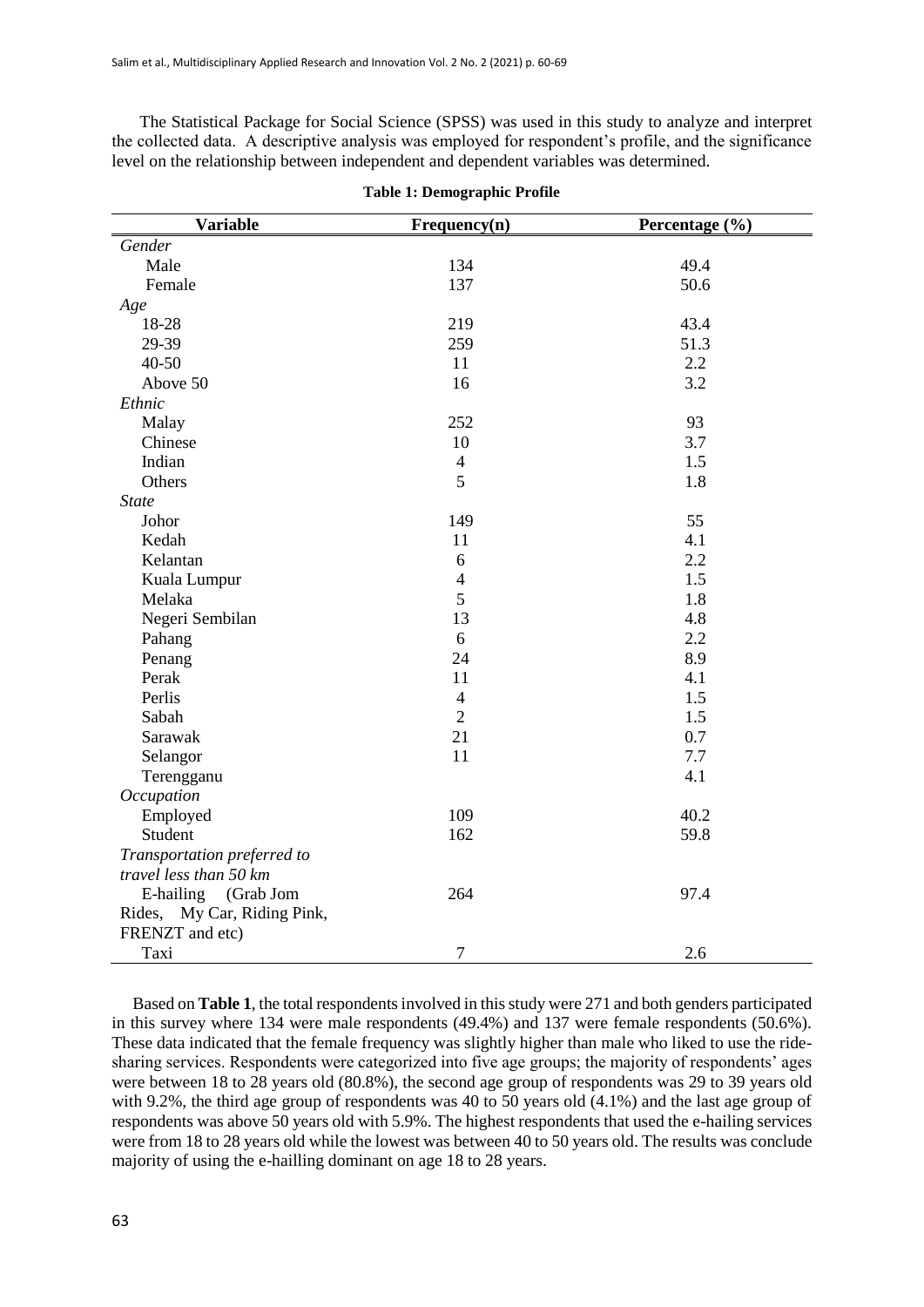The Statistical Package for Social Science (SPSS) was used in this study to analyze and interpret the collected data. A descriptive analysis was employed for respondent's profile, and the significance level on the relationship between independent and dependent variables was determined.

**Table 1: Demographic Profile**

| Variable | Frequency(n) | Percentage (%) |
|---|---|---|
| *Gender* | | |
| Male | 134 | 49.4 |
| Female | 137 | 50.6 |
| *Age* | | |
| 18-28 | 219 | 43.4 |
| 29-39 | 259 | 51.3 |
| 40-50 | 11 | 2.2 |
| Above 50 | 16 | 3.2 |
| *Ethnic* | | |
| Malay | 252 | 93 |
| Chinese | 10 | 3.7 |
| Indian | 4 | 1.5 |
| Others | 5 | 1.8 |
| *State* | | |
| Johor | 149 | 55 |
| Kedah | 11 | 4.1 |
| Kelantan | 6 | 2.2 |
| Kuala Lumpur | 4 | 1.5 |
| Melaka | 5 | 1.8 |
| Negeri Sembilan | 13 | 4.8 |
| Pahang | 6 | 2.2 |
| Penang | 24 | 8.9 |
| Perak | 11 | 4.1 |
| Perlis | 4 | 1.5 |
| Sabah | 2 | 1.5 |
| Sarawak | 21 | 0.7 |
| Selangor | 11 | 7.7 |
| Terengganu | | 4.1 |
| *Occupation* | | |
| Employed | 109 | 40.2 |
| Student | 162 | 59.8 |
| *Transportation preferred to travel less than 50 km* | | |
| E-hailing (Grab Jom Rides, My Car, Riding Pink, FRENZT and etc) | 264 | 97.4 |
| Taxi | 7 | 2.6 |

Based on **Table 1**, the total respondents involved in this study were 271 and both genders participated in this survey where 134 were male respondents (49.4%) and 137 were female respondents (50.6%). These data indicated that the female frequency was slightly higher than male who liked to use the ride-sharing services. Respondents were categorized into five age groups; the majority of respondents' ages were between 18 to 28 years old (80.8%), the second age group of respondents was 29 to 39 years old with 9.2%, the third age group of respondents was 40 to 50 years old (4.1%) and the last age group of respondents was above 50 years old with 5.9%. The highest respondents that used the e-hailing services were from 18 to 28 years old while the lowest was between 40 to 50 years old. The results was conclude majority of using the e-hailling dominant on age 18 to 28 years.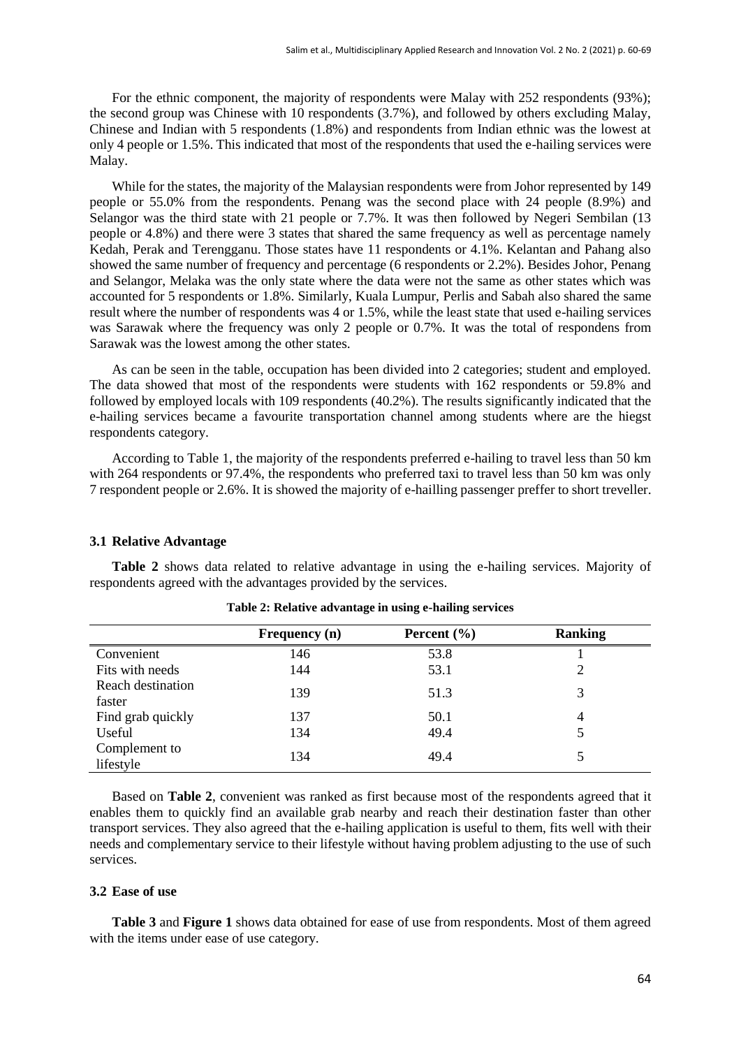For the ethnic component, the majority of respondents were Malay with 252 respondents (93%); the second group was Chinese with 10 respondents (3.7%), and followed by others excluding Malay, Chinese and Indian with 5 respondents (1.8%) and respondents from Indian ethnic was the lowest at only 4 people or 1.5%. This indicated that most of the respondents that used the e-hailing services were Malay.

While for the states, the majority of the Malaysian respondents were from Johor represented by 149 people or 55.0% from the respondents. Penang was the second place with 24 people (8.9%) and Selangor was the third state with 21 people or 7.7%. It was then followed by Negeri Sembilan (13 people or 4.8%) and there were 3 states that shared the same frequency as well as percentage namely Kedah, Perak and Terengganu. Those states have 11 respondents or 4.1%. Kelantan and Pahang also showed the same number of frequency and percentage (6 respondents or 2.2%). Besides Johor, Penang and Selangor, Melaka was the only state where the data were not the same as other states which was accounted for 5 respondents or 1.8%. Similarly, Kuala Lumpur, Perlis and Sabah also shared the same result where the number of respondents was 4 or 1.5%, while the least state that used e-hailing services was Sarawak where the frequency was only 2 people or 0.7%. It was the total of respondens from Sarawak was the lowest among the other states.

As can be seen in the table, occupation has been divided into 2 categories; student and employed. The data showed that most of the respondents were students with 162 respondents or 59.8% and followed by employed locals with 109 respondents (40.2%). The results significantly indicated that the e-hailing services became a favourite transportation channel among students where are the hiegst respondents category.

According to Table 1, the majority of the respondents preferred e-hailing to travel less than 50 km with 264 respondents or 97.4%, the respondents who preferred taxi to travel less than 50 km was only 7 respondent people or 2.6%. It is showed the majority of e-hailling passenger preffer to short treveller.

### 3.1 Relative Advantage

**Table 2** shows data related to relative advantage in using the e-hailing services. Majority of respondents agreed with the advantages provided by the services.

**Table 2: Relative advantage in using e-hailing services**

| | Frequency (n) | Percent (%) | Ranking |
|---|---|---|---|
| Convenient | 146 | 53.8 | 1 |
| Fits with needs | 144 | 53.1 | 2 |
| Reach destination faster | 139 | 51.3 | 3 |
| Find grab quickly | 137 | 50.1 | 4 |
| Useful | 134 | 49.4 | 5 |
| Complement to lifestyle | 134 | 49.4 | 5 |

Based on **Table 2**, convenient was ranked as first because most of the respondents agreed that it enables them to quickly find an available grab nearby and reach their destination faster than other transport services. They also agreed that the e-hailing application is useful to them, fits well with their needs and complementary service to their lifestyle without having problem adjusting to the use of such services.

### 3.2 Ease of use

**Table 3** and **Figure 1** shows data obtained for ease of use from respondents. Most of them agreed with the items under ease of use category.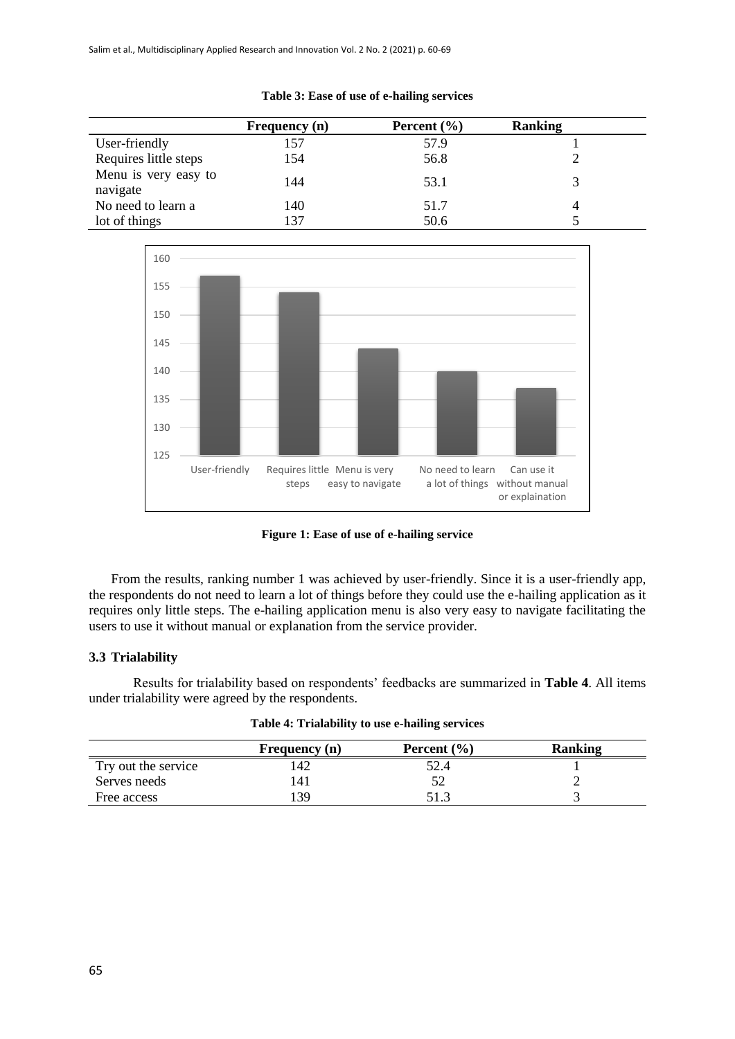**Table 3: Ease of use of e-hailing services**

| | Frequency (n) | Percent (%) | Ranking |
|---|---|---|---|
| User-friendly | 157 | 57.9 | 1 |
| Requires little steps | 154 | 56.8 | 2 |
| Menu is very easy to navigate | 144 | 53.1 | 3 |
| No need to learn a | 140 | 51.7 | 4 |
| lot of things | 137 | 50.6 | 5 |

**Figure 1: Ease of use of e-hailing service**

From the results, ranking number 1 was achieved by user-friendly. Since it is a user-friendly app, the respondents do not need to learn a lot of things before they could use the e-hailing application as it requires only little steps. The e-hailing application menu is also very easy to navigate facilitating the users to use it without manual or explanation from the service provider.

### 3.3 Trialability

Results for trialability based on respondents' feedbacks are summarized in **Table 4**. All items under trialability were agreed by the respondents.

**Table 4: Trialability to use e-hailing services**

| | Frequency (n) | Percent (%) | Ranking |
|---|---|---|---|
| Try out the service | 142 | 52.4 | 1 |
| Serves needs | 141 | 52 | 2 |
| Free access | 139 | 51.3 | 3 |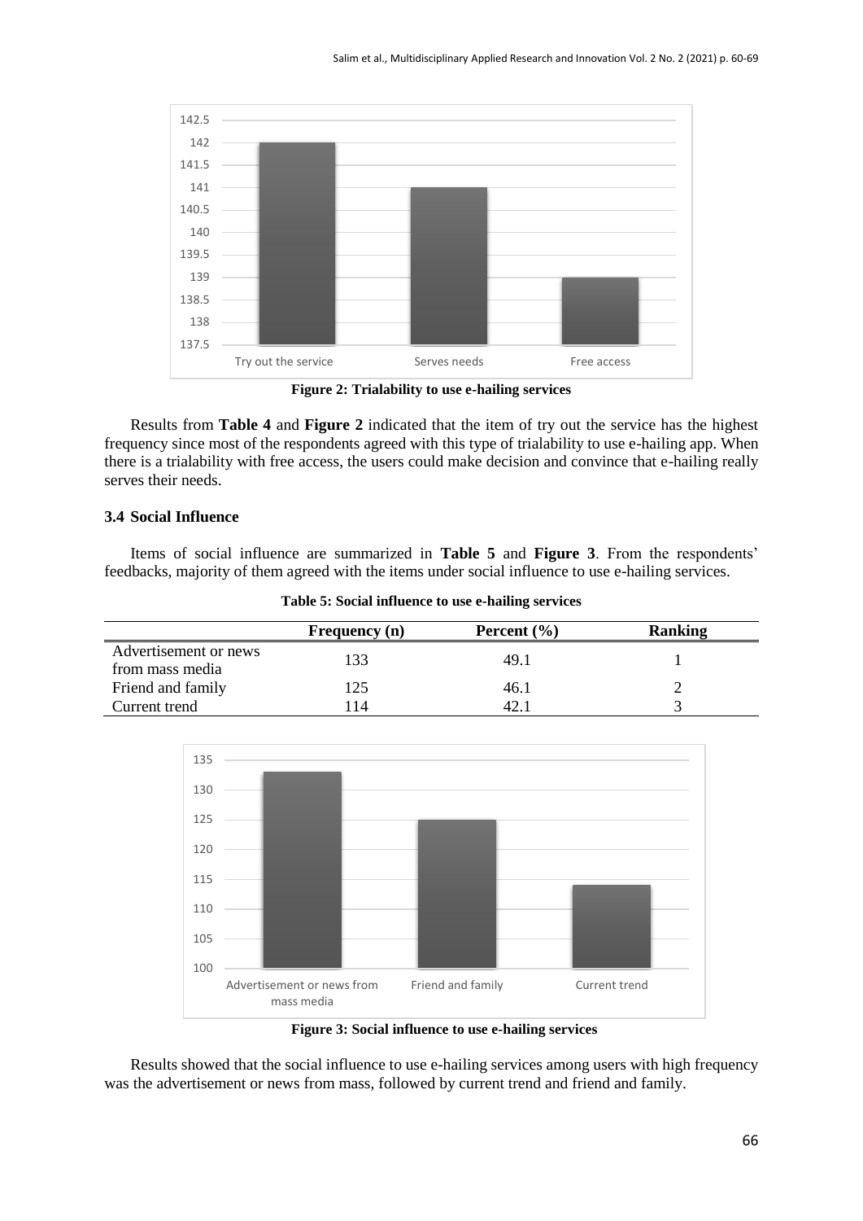Figure 2: Trialability to use e-hailing services

Results from **Table 4** and **Figure 2** indicated that the item of try out the service has the highest frequency since most of the respondents agreed with this type of trialability to use e-hailing app. When there is a trialability with free access, the users could make decision and convince that e-hailing really serves their needs.

### 3.4 Social Influence

Items of social influence are summarized in **Table 5** and **Figure 3**. From the respondents' feedbacks, majority of them agreed with the items under social influence to use e-hailing services.

**Table 5: Social influence to use e-hailing services**

| | Frequency (n) | Percent (%) | Ranking |
|---|---|---|---|
| Advertisement or news from mass media | 133 | 49.1 | 1 |
| Friend and family | 125 | 46.1 | 2 |
| Current trend | 114 | 42.1 | 3 |

Figure 3: Social influence to use e-hailing services

Results showed that the social influence to use e-hailing services among users with high frequency was the advertisement or news from mass, followed by current trend and friend and family.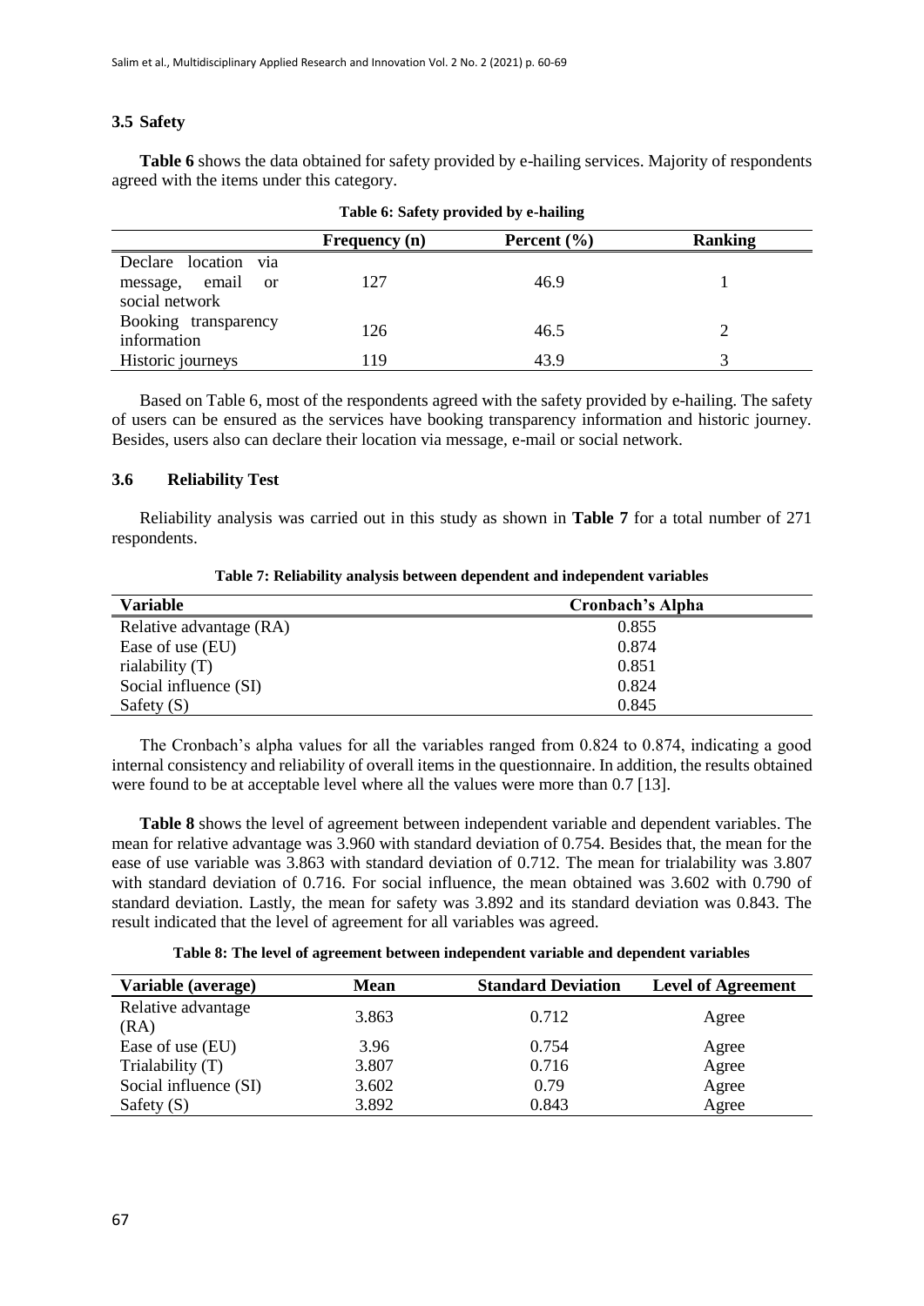### 3.5 Safety

**Table 6** shows the data obtained for safety provided by e-hailing services. Majority of respondents agreed with the items under this category.

**Table 6: Safety provided by e-hailing**

| | Frequency (n) | Percent (%) | Ranking |
|---|---|---|---|
| Declare location via message, email or social network | 127 | 46.9 | 1 |
| Booking transparency information | 126 | 46.5 | 2 |
| Historic journeys | 119 | 43.9 | 3 |

Based on Table 6, most of the respondents agreed with the safety provided by e-hailing. The safety of users can be ensured as the services have booking transparency information and historic journey. Besides, users also can declare their location via message, e-mail or social network.

### 3.6 Reliability Test

Reliability analysis was carried out in this study as shown in **Table 7** for a total number of 271 respondents.

**Table 7: Reliability analysis between dependent and independent variables**

| Variable | Cronbach's Alpha |
|---|---|
| Relative advantage (RA) | 0.855 |
| Ease of use (EU) | 0.874 |
| rialability (T) | 0.851 |
| Social influence (SI) | 0.824 |
| Safety (S) | 0.845 |

The Cronbach's alpha values for all the variables ranged from 0.824 to 0.874, indicating a good internal consistency and reliability of overall items in the questionnaire. In addition, the results obtained were found to be at acceptable level where all the values were more than 0.7 [13].

**Table 8** shows the level of agreement between independent variable and dependent variables. The mean for relative advantage was 3.960 with standard deviation of 0.754. Besides that, the mean for the ease of use variable was 3.863 with standard deviation of 0.712. The mean for trialability was 3.807 with standard deviation of 0.716. For social influence, the mean obtained was 3.602 with 0.790 of standard deviation. Lastly, the mean for safety was 3.892 and its standard deviation was 0.843. The result indicated that the level of agreement for all variables was agreed.

**Table 8: The level of agreement between independent variable and dependent variables**

| Variable (average) | Mean | Standard Deviation | Level of Agreement |
|---|---|---|---|
| Relative advantage (RA) | 3.863 | 0.712 | Agree |
| Ease of use (EU) | 3.96 | 0.754 | Agree |
| Trialability (T) | 3.807 | 0.716 | Agree |
| Social influence (SI) | 3.602 | 0.79 | Agree |
| Safety (S) | 3.892 | 0.843 | Agree |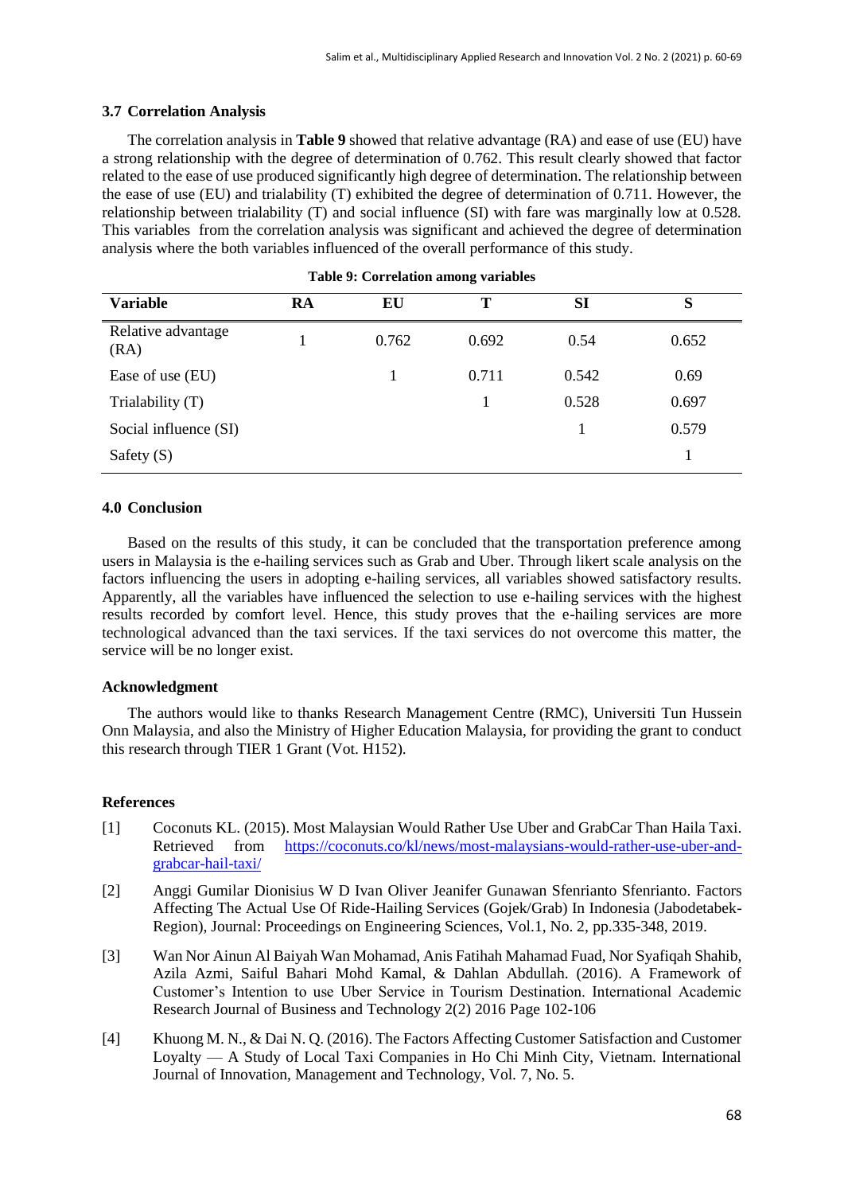### 3.7 Correlation Analysis

The correlation analysis in **Table 9** showed that relative advantage (RA) and ease of use (EU) have a strong relationship with the degree of determination of 0.762. This result clearly showed that factor related to the ease of use produced significantly high degree of determination. The relationship between the ease of use (EU) and trialability (T) exhibited the degree of determination of 0.711. However, the relationship between trialability (T) and social influence (SI) with fare was marginally low at 0.528. This variables from the correlation analysis was significant and achieved the degree of determination analysis where the both variables influenced of the overall performance of this study.

**Table 9: Correlation among variables**

| Variable | RA | EU | T | SI | S |
|---|---|---|---|---|---|
| Relative advantage (RA) | 1 | 0.762 | 0.692 | 0.54 | 0.652 |
| Ease of use (EU) | | 1 | 0.711 | 0.542 | 0.69 |
| Trialability (T) | | | 1 | 0.528 | 0.697 |
| Social influence (SI) | | | | 1 | 0.579 |
| Safety (S) | | | | | 1 |

## 4.0 Conclusion

Based on the results of this study, it can be concluded that the transportation preference among users in Malaysia is the e-hailing services such as Grab and Uber. Through likert scale analysis on the factors influencing the users in adopting e-hailing services, all variables showed satisfactory results. Apparently, all the variables have influenced the selection to use e-hailing services with the highest results recorded by comfort level. Hence, this study proves that the e-hailing services are more technological advanced than the taxi services. If the taxi services do not overcome this matter, the service will be no longer exist.

### Acknowledgment

The authors would like to thanks Research Management Centre (RMC), Universiti Tun Hussein Onn Malaysia, and also the Ministry of Higher Education Malaysia, for providing the grant to conduct this research through TIER 1 Grant (Vot. H152).

### References

[1] Coconuts KL. (2015). Most Malaysian Would Rather Use Uber and GrabCar Than Haila Taxi. Retrieved from https://coconuts.co/kl/news/most-malaysians-would-rather-use-uber-and-grabcar-hail-taxi/

[2] Anggi Gumilar Dionisius W D Ivan Oliver Jeanifer Gunawan Sfenrianto Sfenrianto. Factors Affecting The Actual Use Of Ride-Hailing Services (Gojek/Grab) In Indonesia (Jabodetabek-Region), Journal: Proceedings on Engineering Sciences, Vol.1, No. 2, pp.335-348, 2019.

[3] Wan Nor Ainun Al Baiyah Wan Mohamad, Anis Fatihah Mahamad Fuad, Nor Syafiqah Shahib, Azila Azmi, Saiful Bahari Mohd Kamal, & Dahlan Abdullah. (2016). A Framework of Customer's Intention to use Uber Service in Tourism Destination. International Academic Research Journal of Business and Technology 2(2) 2016 Page 102-106

[4] Khuong M. N., & Dai N. Q. (2016). The Factors Affecting Customer Satisfaction and Customer Loyalty — A Study of Local Taxi Companies in Ho Chi Minh City, Vietnam. International Journal of Innovation, Management and Technology, Vol. 7, No. 5.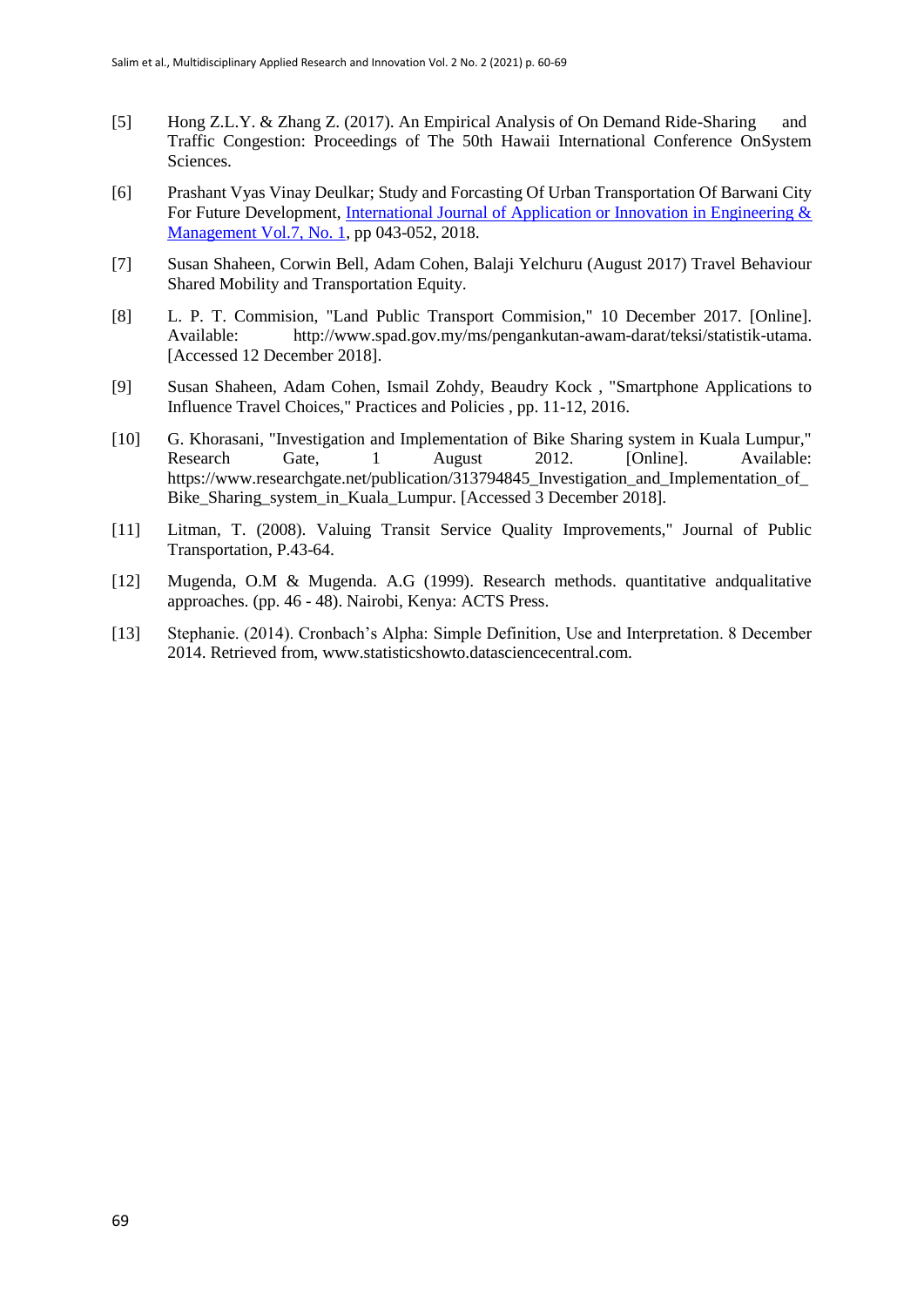[5] Hong Z.L.Y. & Zhang Z. (2017). An Empirical Analysis of On Demand Ride-Sharing and Traffic Congestion: Proceedings of The 50th Hawaii International Conference OnSystem Sciences.

[6] Prashant Vyas Vinay Deulkar; Study and Forcasting Of Urban Transportation Of Barwani City For Future Development, International Journal of Application or Innovation in Engineering & Management Vol.7, No. 1, pp 043-052, 2018.

[7] Susan Shaheen, Corwin Bell, Adam Cohen, Balaji Yelchuru (August 2017) Travel Behaviour Shared Mobility and Transportation Equity.

[8] L. P. T. Commision, "Land Public Transport Commision," 10 December 2017. [Online]. Available: http://www.spad.gov.my/ms/pengankutan-awam-darat/teksi/statistik-utama. [Accessed 12 December 2018].

[9] Susan Shaheen, Adam Cohen, Ismail Zohdy, Beaudry Kock , "Smartphone Applications to Influence Travel Choices," Practices and Policies , pp. 11-12, 2016.

[10] G. Khorasani, "Investigation and Implementation of Bike Sharing system in Kuala Lumpur," Research Gate, 1 August 2012. [Online]. Available: https://www.researchgate.net/publication/313794845_Investigation_and_Implementation_of_Bike_Sharing_system_in_Kuala_Lumpur. [Accessed 3 December 2018].

[11] Litman, T. (2008). Valuing Transit Service Quality Improvements," Journal of Public Transportation, P.43-64.

[12] Mugenda, O.M & Mugenda. A.G (1999). Research methods. quantitative andqualitative approaches. (pp. 46 - 48). Nairobi, Kenya: ACTS Press.

[13] Stephanie. (2014). Cronbach's Alpha: Simple Definition, Use and Interpretation. 8 December 2014. Retrieved from, www.statisticshowto.datasciencecentral.com.